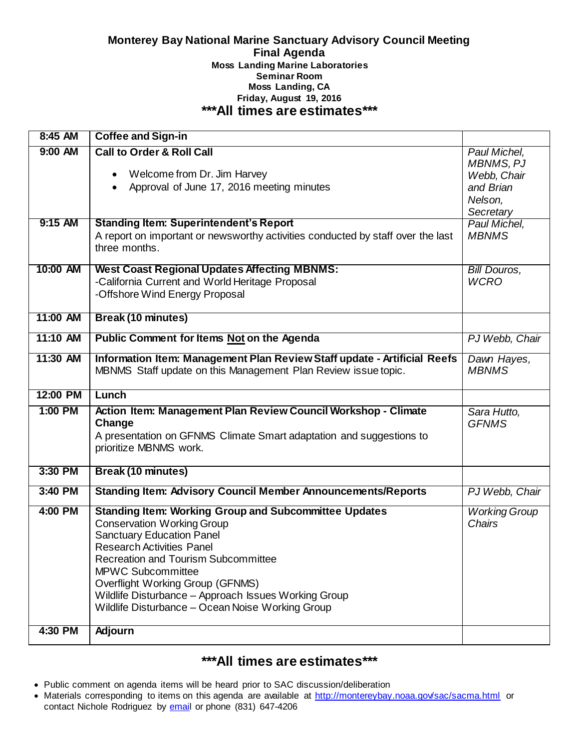# Monterey Bay National Marine Sanctuary Advisory Council Meeting

## Final Agenda

**Moss Landing Marine Laboratories**
**Seminar Room**
**Moss Landing, CA**
**Friday, August 19, 2016**

## ***All times are estimates***

| Time | Item | Presenter |
|---|---|---|
| 8:45 AM | **Coffee and Sign-in** | |
| 9:00 AM | **Call to Order & Roll Call**<br>• Welcome from Dr. Jim Harvey<br>• Approval of June 17, 2016 meeting minutes | *Paul Michel, MBNMS, PJ Webb, Chair and Brian Nelson, Secretary* |
| 9:15 AM | **Standing Item: Superintendent's Report**<br>A report on important or newsworthy activities conducted by staff over the last three months. | *Paul Michel, MBNMS* |
| 10:00 AM | **West Coast Regional Updates Affecting MBNMS:**<br>-California Current and World Heritage Proposal<br>-Offshore Wind Energy Proposal | *Bill Douros, WCRO* |
| 11:00 AM | **Break (10 minutes)** | |
| 11:10 AM | **Public Comment for Items <u>Not</u> on the Agenda** | *PJ Webb, Chair* |
| 11:30 AM | **Information Item: Management Plan Review Staff update - Artificial Reefs**<br>MBNMS Staff update on this Management Plan Review issue topic. | *Dawn Hayes, MBNMS* |
| 12:00 PM | **Lunch** | |
| 1:00 PM | **Action Item: Management Plan Review Council Workshop - Climate Change**<br>A presentation on GFNMS Climate Smart adaptation and suggestions to prioritize MBNMS work. | *Sara Hutto, GFNMS* |
| 3:30 PM | **Break (10 minutes)** | |
| 3:40 PM | **Standing Item: Advisory Council Member Announcements/Reports** | *PJ Webb, Chair* |
| 4:00 PM | **Standing Item: Working Group and Subcommittee Updates**<br>Conservation Working Group<br>Sanctuary Education Panel<br>Research Activities Panel<br>Recreation and Tourism Subcommittee<br>MPWC Subcommittee<br>Overflight Working Group (GFNMS)<br>Wildlife Disturbance – Approach Issues Working Group<br>Wildlife Disturbance – Ocean Noise Working Group | *Working Group Chairs* |
| 4:30 PM | **Adjourn** | |

## ***All times are estimates***

- Public comment on agenda items will be heard prior to SAC discussion/deliberation
- Materials corresponding to items on this agenda are available at http://montereybay.noaa.gov/sac/sacma.html or contact Nichole Rodriguez by email or phone (831) 647-4206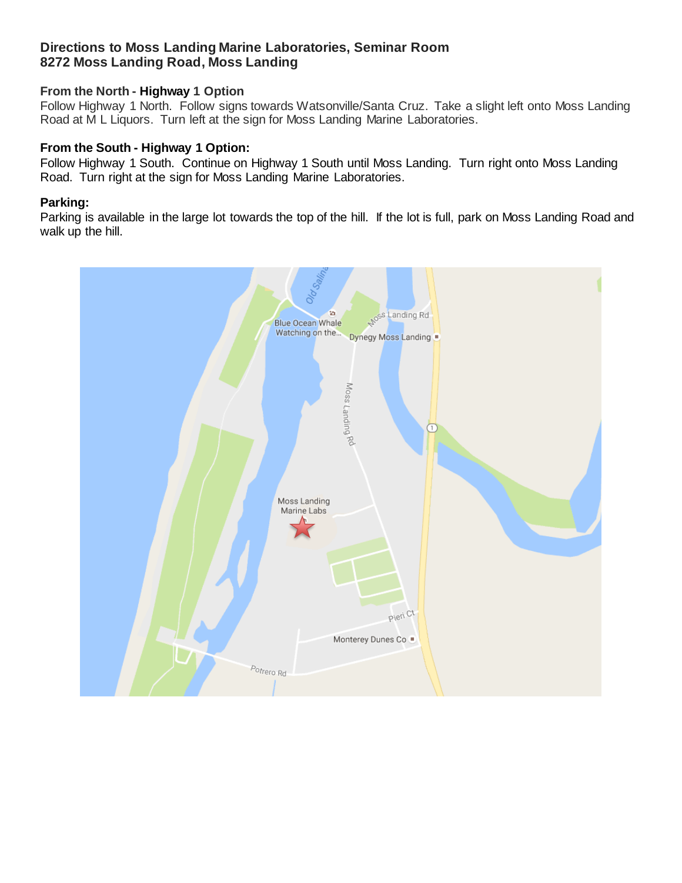# Directions to Moss Landing Marine Laboratories, Seminar Room
## 8272 Moss Landing Road, Moss Landing

### From the North - Highway 1 Option

Follow Highway 1 North. Follow signs towards Watsonville/Santa Cruz. Take a slight left onto Moss Landing Road at M L Liquors. Turn left at the sign for Moss Landing Marine Laboratories.

### From the South - Highway 1 Option:

Follow Highway 1 South. Continue on Highway 1 South until Moss Landing. Turn right onto Moss Landing Road. Turn right at the sign for Moss Landing Marine Laboratories.

### Parking:

Parking is available in the large lot towards the top of the hill. If the lot is full, park on Moss Landing Road and walk up the hill.

Old Salinas
Blue Ocean Whale Watching on the...
Moss Landing Rd
Dynegy Moss Landing
Moss Landing Rd
1
Moss Landing Marine Labs
Pieri Ct
Monterey Dunes Co
Potrero Rd